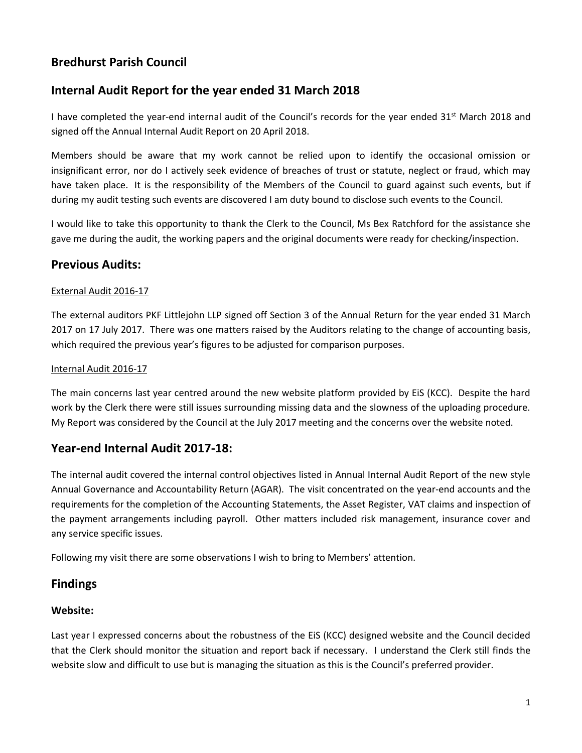## Bredhurst Parish Council

## Internal Audit Report for the year ended 31 March 2018

I have completed the year-end internal audit of the Council's records for the year ended 31st March 2018 and signed off the Annual Internal Audit Report on 20 April 2018.

Members should be aware that my work cannot be relied upon to identify the occasional omission or insignificant error, nor do I actively seek evidence of breaches of trust or statute, neglect or fraud, which may have taken place. It is the responsibility of the Members of the Council to guard against such events, but if during my audit testing such events are discovered I am duty bound to disclose such events to the Council.

I would like to take this opportunity to thank the Clerk to the Council, Ms Bex Ratchford for the assistance she gave me during the audit, the working papers and the original documents were ready for checking/inspection.

## Previous Audits:

External Audit 2016-17

The external auditors PKF Littlejohn LLP signed off Section 3 of the Annual Return for the year ended 31 March 2017 on 17 July 2017. There was one matters raised by the Auditors relating to the change of accounting basis, which required the previous year's figures to be adjusted for comparison purposes.

Internal Audit 2016-17

The main concerns last year centred around the new website platform provided by EiS (KCC). Despite the hard work by the Clerk there were still issues surrounding missing data and the slowness of the uploading procedure. My Report was considered by the Council at the July 2017 meeting and the concerns over the website noted.

## Year-end Internal Audit 2017-18:

The internal audit covered the internal control objectives listed in Annual Internal Audit Report of the new style Annual Governance and Accountability Return (AGAR). The visit concentrated on the year-end accounts and the requirements for the completion of the Accounting Statements, the Asset Register, VAT claims and inspection of the payment arrangements including payroll. Other matters included risk management, insurance cover and any service specific issues.

Following my visit there are some observations I wish to bring to Members' attention.

## Findings

### Website:

Last year I expressed concerns about the robustness of the EiS (KCC) designed website and the Council decided that the Clerk should monitor the situation and report back if necessary. I understand the Clerk still finds the website slow and difficult to use but is managing the situation as this is the Council's preferred provider.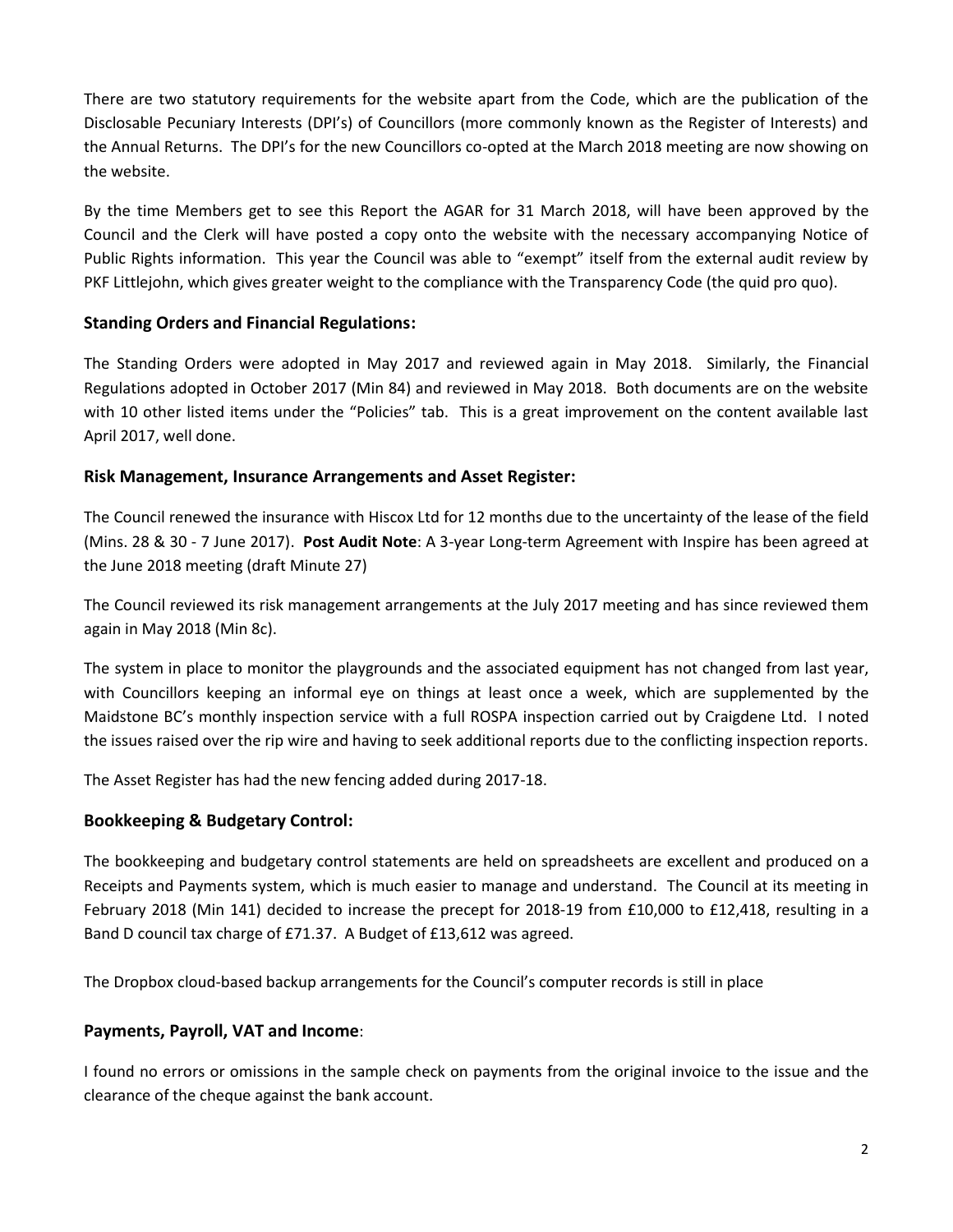There are two statutory requirements for the website apart from the Code, which are the publication of the Disclosable Pecuniary Interests (DPI's) of Councillors (more commonly known as the Register of Interests) and the Annual Returns. The DPI's for the new Councillors co-opted at the March 2018 meeting are now showing on the website.

By the time Members get to see this Report the AGAR for 31 March 2018, will have been approved by the Council and the Clerk will have posted a copy onto the website with the necessary accompanying Notice of Public Rights information. This year the Council was able to "exempt" itself from the external audit review by PKF Littlejohn, which gives greater weight to the compliance with the Transparency Code (the quid pro quo).

### Standing Orders and Financial Regulations:

The Standing Orders were adopted in May 2017 and reviewed again in May 2018. Similarly, the Financial Regulations adopted in October 2017 (Min 84) and reviewed in May 2018. Both documents are on the website with 10 other listed items under the "Policies" tab. This is a great improvement on the content available last April 2017, well done.

### Risk Management, Insurance Arrangements and Asset Register:

The Council renewed the insurance with Hiscox Ltd for 12 months due to the uncertainty of the lease of the field (Mins. 28 & 30 - 7 June 2017). **Post Audit Note**: A 3-year Long-term Agreement with Inspire has been agreed at the June 2018 meeting (draft Minute 27)

The Council reviewed its risk management arrangements at the July 2017 meeting and has since reviewed them again in May 2018 (Min 8c).

The system in place to monitor the playgrounds and the associated equipment has not changed from last year, with Councillors keeping an informal eye on things at least once a week, which are supplemented by the Maidstone BC's monthly inspection service with a full ROSPA inspection carried out by Craigdene Ltd. I noted the issues raised over the rip wire and having to seek additional reports due to the conflicting inspection reports.

The Asset Register has had the new fencing added during 2017-18.

### Bookkeeping & Budgetary Control:

The bookkeeping and budgetary control statements are held on spreadsheets are excellent and produced on a Receipts and Payments system, which is much easier to manage and understand. The Council at its meeting in February 2018 (Min 141) decided to increase the precept for 2018-19 from £10,000 to £12,418, resulting in a Band D council tax charge of £71.37. A Budget of £13,612 was agreed.

The Dropbox cloud-based backup arrangements for the Council's computer records is still in place

### Payments, Payroll, VAT and Income:

I found no errors or omissions in the sample check on payments from the original invoice to the issue and the clearance of the cheque against the bank account.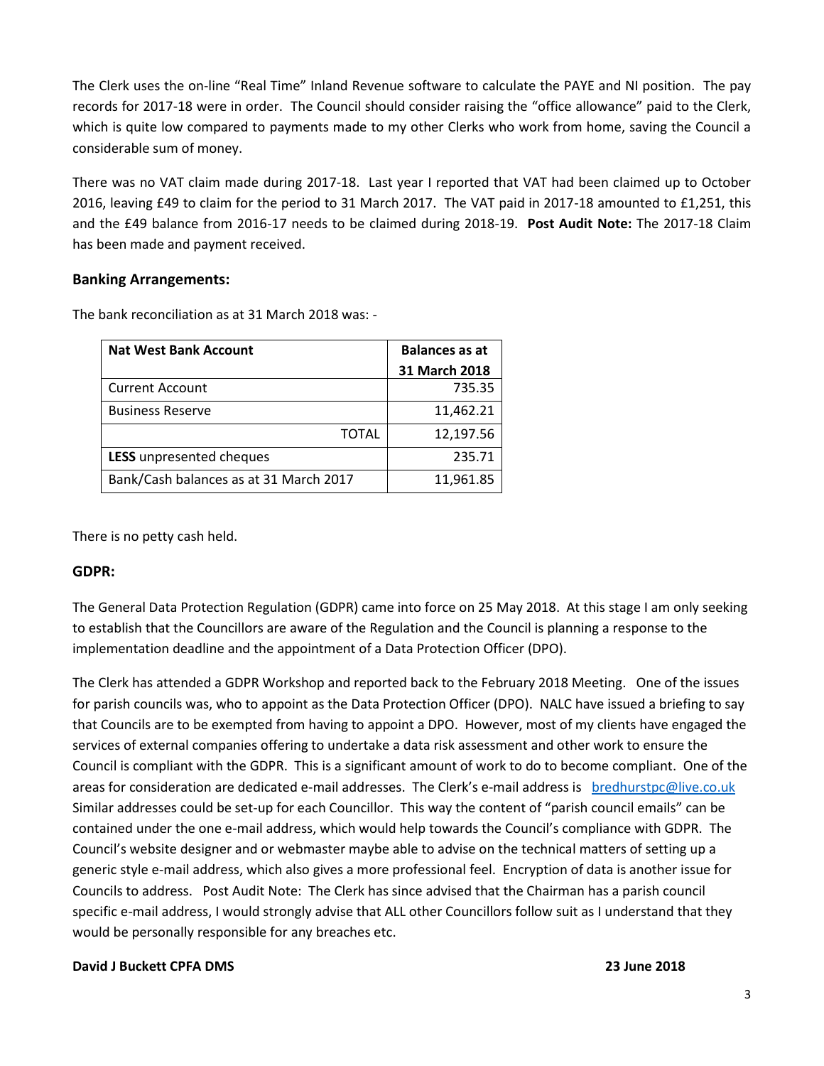The Clerk uses the on-line "Real Time" Inland Revenue software to calculate the PAYE and NI position. The pay records for 2017-18 were in order. The Council should consider raising the "office allowance" paid to the Clerk, which is quite low compared to payments made to my other Clerks who work from home, saving the Council a considerable sum of money.

There was no VAT claim made during 2017-18. Last year I reported that VAT had been claimed up to October 2016, leaving £49 to claim for the period to 31 March 2017. The VAT paid in 2017-18 amounted to £1,251, this and the £49 balance from 2016-17 needs to be claimed during 2018-19. **Post Audit Note:** The 2017-18 Claim has been made and payment received.

### Banking Arrangements:

The bank reconciliation as at 31 March 2018 was: -

| **Nat West Bank Account** | **Balances as at 31 March 2018** |
|---|---|
| Current Account | 735.35 |
| Business Reserve | 11,462.21 |
| TOTAL | 12,197.56 |
| **LESS** unpresented cheques | 235.71 |
| Bank/Cash balances as at 31 March 2017 | 11,961.85 |

There is no petty cash held.

### GDPR:

The General Data Protection Regulation (GDPR) came into force on 25 May 2018. At this stage I am only seeking to establish that the Councillors are aware of the Regulation and the Council is planning a response to the implementation deadline and the appointment of a Data Protection Officer (DPO).

The Clerk has attended a GDPR Workshop and reported back to the February 2018 Meeting. One of the issues for parish councils was, who to appoint as the Data Protection Officer (DPO). NALC have issued a briefing to say that Councils are to be exempted from having to appoint a DPO. However, most of my clients have engaged the services of external companies offering to undertake a data risk assessment and other work to ensure the Council is compliant with the GDPR. This is a significant amount of work to do to become compliant. One of the areas for consideration are dedicated e-mail addresses. The Clerk's e-mail address is bredhurstpc@live.co.uk Similar addresses could be set-up for each Councillor. This way the content of "parish council emails" can be contained under the one e-mail address, which would help towards the Council's compliance with GDPR. The Council's website designer and or webmaster maybe able to advise on the technical matters of setting up a generic style e-mail address, which also gives a more professional feel. Encryption of data is another issue for Councils to address. Post Audit Note: The Clerk has since advised that the Chairman has a parish council specific e-mail address, I would strongly advise that ALL other Councillors follow suit as I understand that they would be personally responsible for any breaches etc.

**David J Buckett CPFA DMS** **23 June 2018**